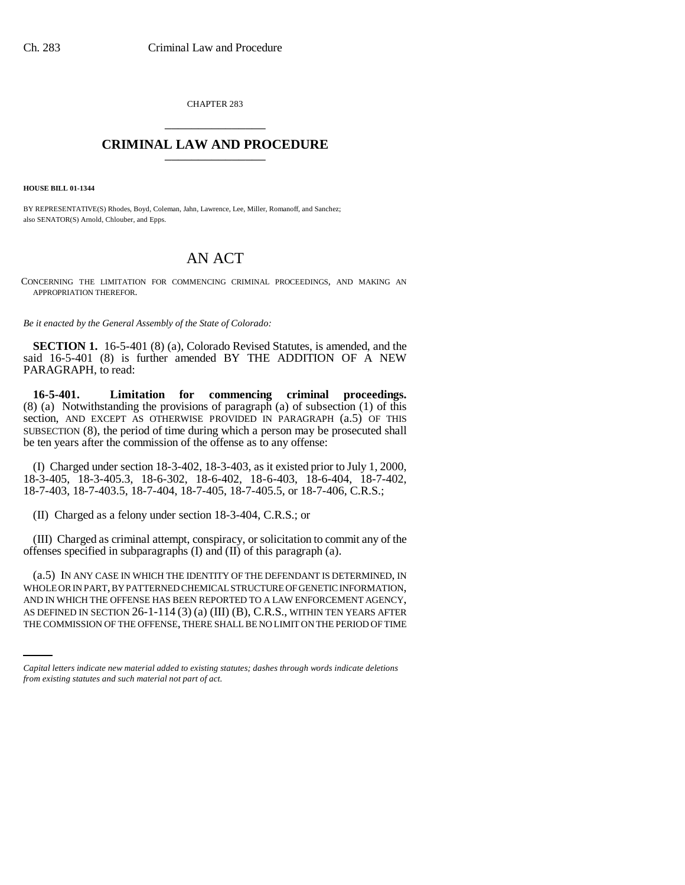CHAPTER 283

# CRIMINAL LAW AND PROCEDURE

**HOUSE BILL 01-1344**

BY REPRESENTATIVE(S) Rhodes, Boyd, Coleman, Jahn, Lawrence, Lee, Miller, Romanoff, and Sanchez;
also SENATOR(S) Arnold, Chlouber, and Epps.

# AN ACT

CONCERNING THE LIMITATION FOR COMMENCING CRIMINAL PROCEEDINGS, AND MAKING AN APPROPRIATION THEREFOR.

*Be it enacted by the General Assembly of the State of Colorado:*

**SECTION 1.** 16-5-401 (8) (a), Colorado Revised Statutes, is amended, and the said 16-5-401 (8) is further amended BY THE ADDITION OF A NEW PARAGRAPH, to read:

**16-5-401. Limitation for commencing criminal proceedings.** (8) (a) Notwithstanding the provisions of paragraph (a) of subsection (1) of this section, AND EXCEPT AS OTHERWISE PROVIDED IN PARAGRAPH (a.5) OF THIS SUBSECTION (8), the period of time during which a person may be prosecuted shall be ten years after the commission of the offense as to any offense:

(I) Charged under section 18-3-402, 18-3-403, as it existed prior to July 1, 2000, 18-3-405, 18-3-405.3, 18-6-302, 18-6-402, 18-6-403, 18-6-404, 18-7-402, 18-7-403, 18-7-403.5, 18-7-404, 18-7-405, 18-7-405.5, or 18-7-406, C.R.S.;

(II) Charged as a felony under section 18-3-404, C.R.S.; or

(III) Charged as criminal attempt, conspiracy, or solicitation to commit any of the offenses specified in subparagraphs (I) and (II) of this paragraph (a).

(a.5) IN ANY CASE IN WHICH THE IDENTITY OF THE DEFENDANT IS DETERMINED, IN WHOLE OR IN PART, BY PATTERNED CHEMICAL STRUCTURE OF GENETIC INFORMATION, AND IN WHICH THE OFFENSE HAS BEEN REPORTED TO A LAW ENFORCEMENT AGENCY, AS DEFINED IN SECTION 26-1-114 (3) (a) (III) (B), C.R.S., WITHIN TEN YEARS AFTER THE COMMISSION OF THE OFFENSE, THERE SHALL BE NO LIMIT ON THE PERIOD OF TIME

*Capital letters indicate new material added to existing statutes; dashes through words indicate deletions from existing statutes and such material not part of act.*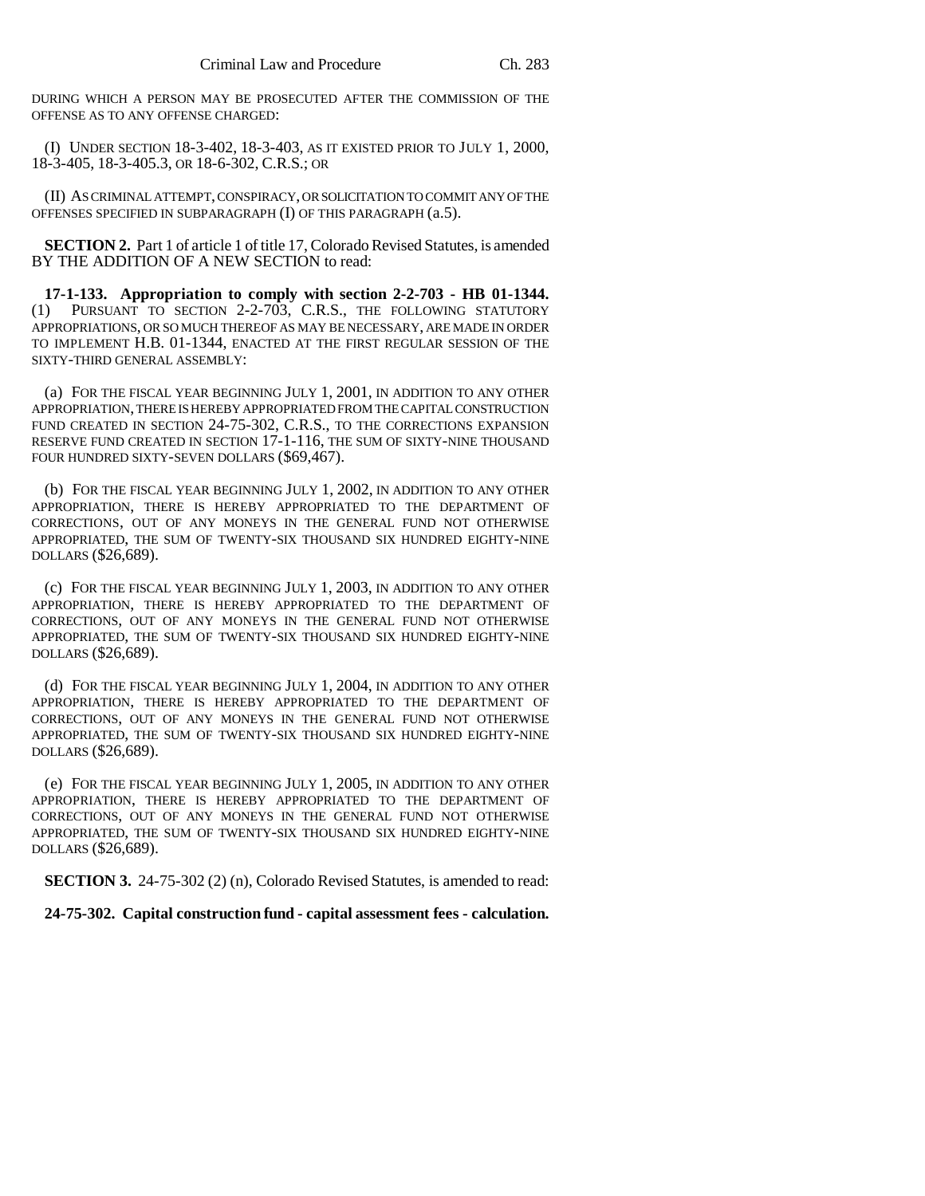DURING WHICH A PERSON MAY BE PROSECUTED AFTER THE COMMISSION OF THE OFFENSE AS TO ANY OFFENSE CHARGED:

(I) UNDER SECTION 18-3-402, 18-3-403, AS IT EXISTED PRIOR TO JULY 1, 2000, 18-3-405, 18-3-405.3, OR 18-6-302, C.R.S.; OR

(II) AS CRIMINAL ATTEMPT, CONSPIRACY, OR SOLICITATION TO COMMIT ANY OF THE OFFENSES SPECIFIED IN SUBPARAGRAPH (I) OF THIS PARAGRAPH (a.5).

**SECTION 2.** Part 1 of article 1 of title 17, Colorado Revised Statutes, is amended BY THE ADDITION OF A NEW SECTION to read:

**17-1-133. Appropriation to comply with section 2-2-703 - HB 01-1344.** (1) PURSUANT TO SECTION 2-2-703, C.R.S., THE FOLLOWING STATUTORY APPROPRIATIONS, OR SO MUCH THEREOF AS MAY BE NECESSARY, ARE MADE IN ORDER TO IMPLEMENT H.B. 01-1344, ENACTED AT THE FIRST REGULAR SESSION OF THE SIXTY-THIRD GENERAL ASSEMBLY:

(a) FOR THE FISCAL YEAR BEGINNING JULY 1, 2001, IN ADDITION TO ANY OTHER APPROPRIATION, THERE IS HEREBY APPROPRIATED FROM THE CAPITAL CONSTRUCTION FUND CREATED IN SECTION 24-75-302, C.R.S., TO THE CORRECTIONS EXPANSION RESERVE FUND CREATED IN SECTION 17-1-116, THE SUM OF SIXTY-NINE THOUSAND FOUR HUNDRED SIXTY-SEVEN DOLLARS ($69,467).

(b) FOR THE FISCAL YEAR BEGINNING JULY 1, 2002, IN ADDITION TO ANY OTHER APPROPRIATION, THERE IS HEREBY APPROPRIATED TO THE DEPARTMENT OF CORRECTIONS, OUT OF ANY MONEYS IN THE GENERAL FUND NOT OTHERWISE APPROPRIATED, THE SUM OF TWENTY-SIX THOUSAND SIX HUNDRED EIGHTY-NINE DOLLARS ($26,689).

(c) FOR THE FISCAL YEAR BEGINNING JULY 1, 2003, IN ADDITION TO ANY OTHER APPROPRIATION, THERE IS HEREBY APPROPRIATED TO THE DEPARTMENT OF CORRECTIONS, OUT OF ANY MONEYS IN THE GENERAL FUND NOT OTHERWISE APPROPRIATED, THE SUM OF TWENTY-SIX THOUSAND SIX HUNDRED EIGHTY-NINE DOLLARS ($26,689).

(d) FOR THE FISCAL YEAR BEGINNING JULY 1, 2004, IN ADDITION TO ANY OTHER APPROPRIATION, THERE IS HEREBY APPROPRIATED TO THE DEPARTMENT OF CORRECTIONS, OUT OF ANY MONEYS IN THE GENERAL FUND NOT OTHERWISE APPROPRIATED, THE SUM OF TWENTY-SIX THOUSAND SIX HUNDRED EIGHTY-NINE DOLLARS ($26,689).

(e) FOR THE FISCAL YEAR BEGINNING JULY 1, 2005, IN ADDITION TO ANY OTHER APPROPRIATION, THERE IS HEREBY APPROPRIATED TO THE DEPARTMENT OF CORRECTIONS, OUT OF ANY MONEYS IN THE GENERAL FUND NOT OTHERWISE APPROPRIATED, THE SUM OF TWENTY-SIX THOUSAND SIX HUNDRED EIGHTY-NINE DOLLARS ($26,689).

**SECTION 3.** 24-75-302 (2) (n), Colorado Revised Statutes, is amended to read:

**24-75-302. Capital construction fund - capital assessment fees - calculation.**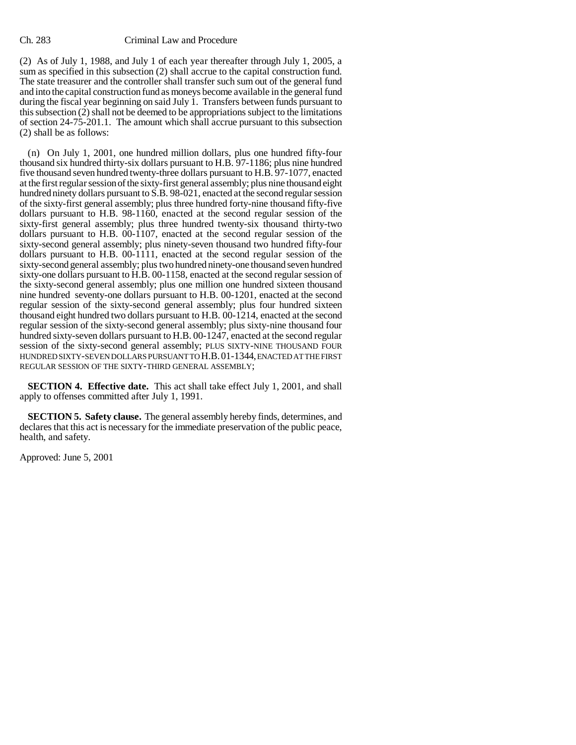(2) As of July 1, 1988, and July 1 of each year thereafter through July 1, 2005, a sum as specified in this subsection (2) shall accrue to the capital construction fund. The state treasurer and the controller shall transfer such sum out of the general fund and into the capital construction fund as moneys become available in the general fund during the fiscal year beginning on said July 1. Transfers between funds pursuant to this subsection (2) shall not be deemed to be appropriations subject to the limitations of section 24-75-201.1. The amount which shall accrue pursuant to this subsection (2) shall be as follows:

(n) On July 1, 2001, one hundred million dollars, plus one hundred fifty-four thousand six hundred thirty-six dollars pursuant to H.B. 97-1186; plus nine hundred five thousand seven hundred twenty-three dollars pursuant to H.B. 97-1077, enacted at the first regular session of the sixty-first general assembly; plus nine thousand eight hundred ninety dollars pursuant to S.B. 98-021, enacted at the second regular session of the sixty-first general assembly; plus three hundred forty-nine thousand fifty-five dollars pursuant to H.B. 98-1160, enacted at the second regular session of the sixty-first general assembly; plus three hundred twenty-six thousand thirty-two dollars pursuant to H.B. 00-1107, enacted at the second regular session of the sixty-second general assembly; plus ninety-seven thousand two hundred fifty-four dollars pursuant to H.B. 00-1111, enacted at the second regular session of the sixty-second general assembly; plus two hundred ninety-one thousand seven hundred sixty-one dollars pursuant to H.B. 00-1158, enacted at the second regular session of the sixty-second general assembly; plus one million one hundred sixteen thousand nine hundred seventy-one dollars pursuant to H.B. 00-1201, enacted at the second regular session of the sixty-second general assembly; plus four hundred sixteen thousand eight hundred two dollars pursuant to H.B. 00-1214, enacted at the second regular session of the sixty-second general assembly; plus sixty-nine thousand four hundred sixty-seven dollars pursuant to H.B. 00-1247, enacted at the second regular session of the sixty-second general assembly; PLUS SIXTY-NINE THOUSAND FOUR HUNDRED SIXTY-SEVEN DOLLARS PURSUANT TO H.B. 01-1344, ENACTED AT THE FIRST REGULAR SESSION OF THE SIXTY-THIRD GENERAL ASSEMBLY;

**SECTION 4. Effective date.** This act shall take effect July 1, 2001, and shall apply to offenses committed after July 1, 1991.

**SECTION 5. Safety clause.** The general assembly hereby finds, determines, and declares that this act is necessary for the immediate preservation of the public peace, health, and safety.

Approved: June 5, 2001